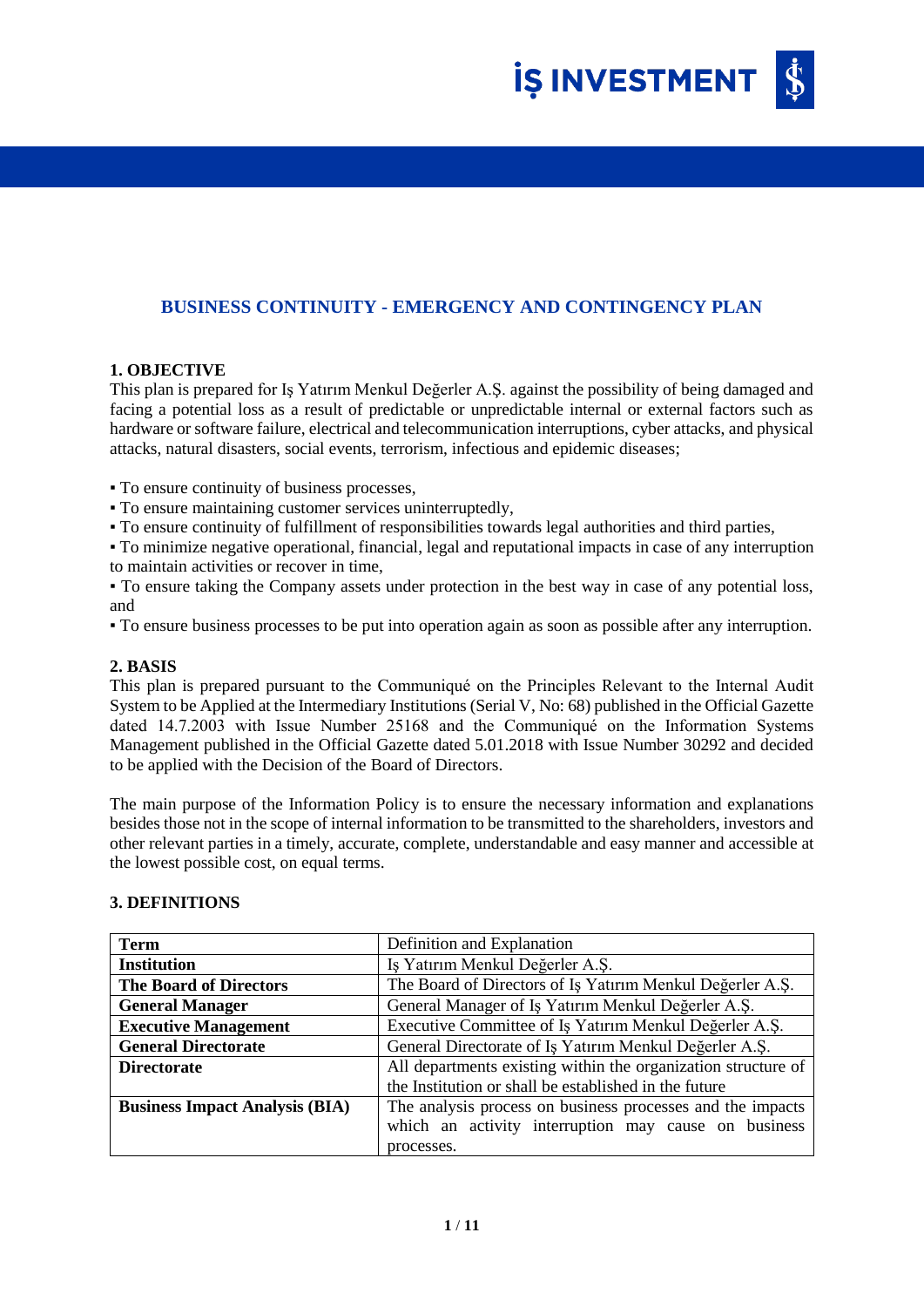# BUSINESS CONTINUITY - EMERGENCY AND CONTINGENCY PLAN

## 1. OBJECTIVE

This plan is prepared for Iş Yatırım Menkul Değerler A.Ş. against the possibility of being damaged and facing a potential loss as a result of predictable or unpredictable internal or external factors such as hardware or software failure, electrical and telecommunication interruptions, cyber attacks, and physical attacks, natural disasters, social events, terrorism, infectious and epidemic diseases;

- To ensure continuity of business processes,
- To ensure maintaining customer services uninterruptedly,
- To ensure continuity of fulfillment of responsibilities towards legal authorities and third parties,
- To minimize negative operational, financial, legal and reputational impacts in case of any interruption to maintain activities or recover in time,
- To ensure taking the Company assets under protection in the best way in case of any potential loss, and
- To ensure business processes to be put into operation again as soon as possible after any interruption.

## 2. BASIS

This plan is prepared pursuant to the Communiqué on the Principles Relevant to the Internal Audit System to be Applied at the Intermediary Institutions (Serial V, No: 68) published in the Official Gazette dated 14.7.2003 with Issue Number 25168 and the Communiqué on the Information Systems Management published in the Official Gazette dated 5.01.2018 with Issue Number 30292 and decided to be applied with the Decision of the Board of Directors.

The main purpose of the Information Policy is to ensure the necessary information and explanations besides those not in the scope of internal information to be transmitted to the shareholders, investors and other relevant parties in a timely, accurate, complete, understandable and easy manner and accessible at the lowest possible cost, on equal terms.

## 3. DEFINITIONS

| **Term** | Definition and Explanation |
|---|---|
| **Institution** | Iş Yatırım Menkul Değerler A.Ş. |
| **The Board of Directors** | The Board of Directors of Iş Yatırım Menkul Değerler A.Ş. |
| **General Manager** | General Manager of Iş Yatırım Menkul Değerler A.Ş. |
| **Executive Management** | Executive Committee of Iş Yatırım Menkul Değerler A.Ş. |
| **General Directorate** | General Directorate of Iş Yatırım Menkul Değerler A.Ş. |
| **Directorate** | All departments existing within the organization structure of the Institution or shall be established in the future |
| **Business Impact Analysis (BIA)** | The analysis process on business processes and the impacts which an activity interruption may cause on business processes. |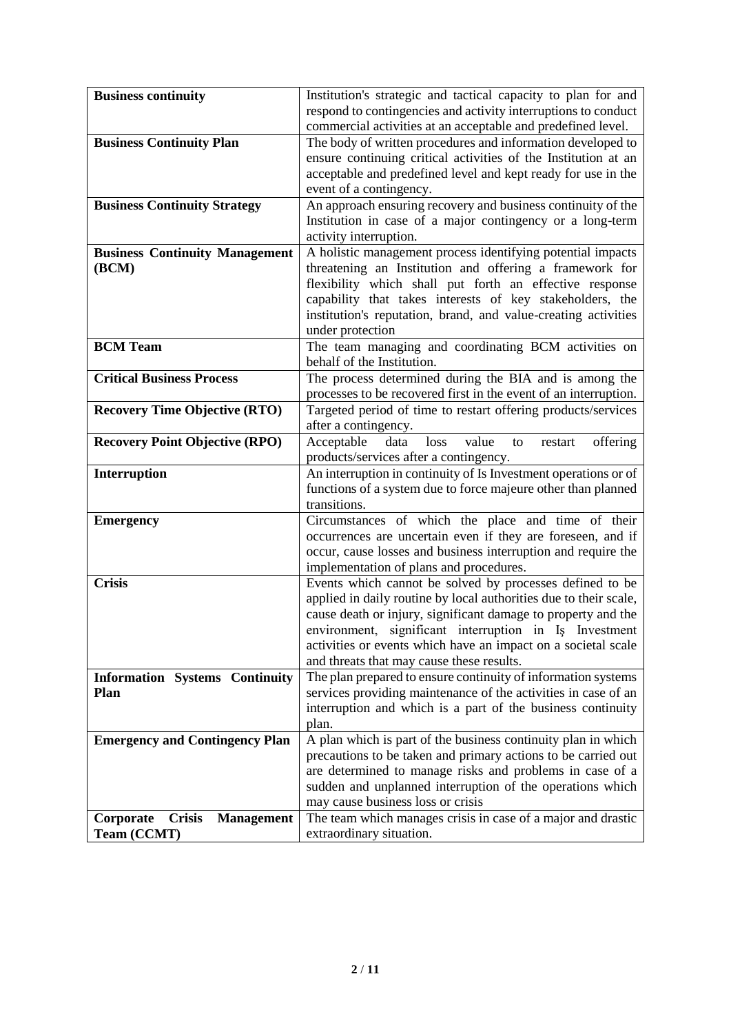| **Business continuity** | Institution's strategic and tactical capacity to plan for and respond to contingencies and activity interruptions to conduct commercial activities at an acceptable and predefined level. |
|---|---|
| **Business Continuity Plan** | The body of written procedures and information developed to ensure continuing critical activities of the Institution at an acceptable and predefined level and kept ready for use in the event of a contingency. |
| **Business Continuity Strategy** | An approach ensuring recovery and business continuity of the Institution in case of a major contingency or a long-term activity interruption. |
| **Business Continuity Management (BCM)** | A holistic management process identifying potential impacts threatening an Institution and offering a framework for flexibility which shall put forth an effective response capability that takes interests of key stakeholders, the institution's reputation, brand, and value-creating activities under protection |
| **BCM Team** | The team managing and coordinating BCM activities on behalf of the Institution. |
| **Critical Business Process** | The process determined during the BIA and is among the processes to be recovered first in the event of an interruption. |
| **Recovery Time Objective (RTO)** | Targeted period of time to restart offering products/services after a contingency. |
| **Recovery Point Objective (RPO)** | Acceptable data loss value to restart offering products/services after a contingency. |
| **Interruption** | An interruption in continuity of Is Investment operations or of functions of a system due to force majeure other than planned transitions. |
| **Emergency** | Circumstances of which the place and time of their occurrences are uncertain even if they are foreseen, and if occur, cause losses and business interruption and require the implementation of plans and procedures. |
| **Crisis** | Events which cannot be solved by processes defined to be applied in daily routine by local authorities due to their scale, cause death or injury, significant damage to property and the environment, significant interruption in İş Investment activities or events which have an impact on a societal scale and threats that may cause these results. |
| **Information Systems Continuity Plan** | The plan prepared to ensure continuity of information systems services providing maintenance of the activities in case of an interruption and which is a part of the business continuity plan. |
| **Emergency and Contingency Plan** | A plan which is part of the business continuity plan in which precautions to be taken and primary actions to be carried out are determined to manage risks and problems in case of a sudden and unplanned interruption of the operations which may cause business loss or crisis |
| **Corporate Crisis Management Team (CCMT)** | The team which manages crisis in case of a major and drastic extraordinary situation. |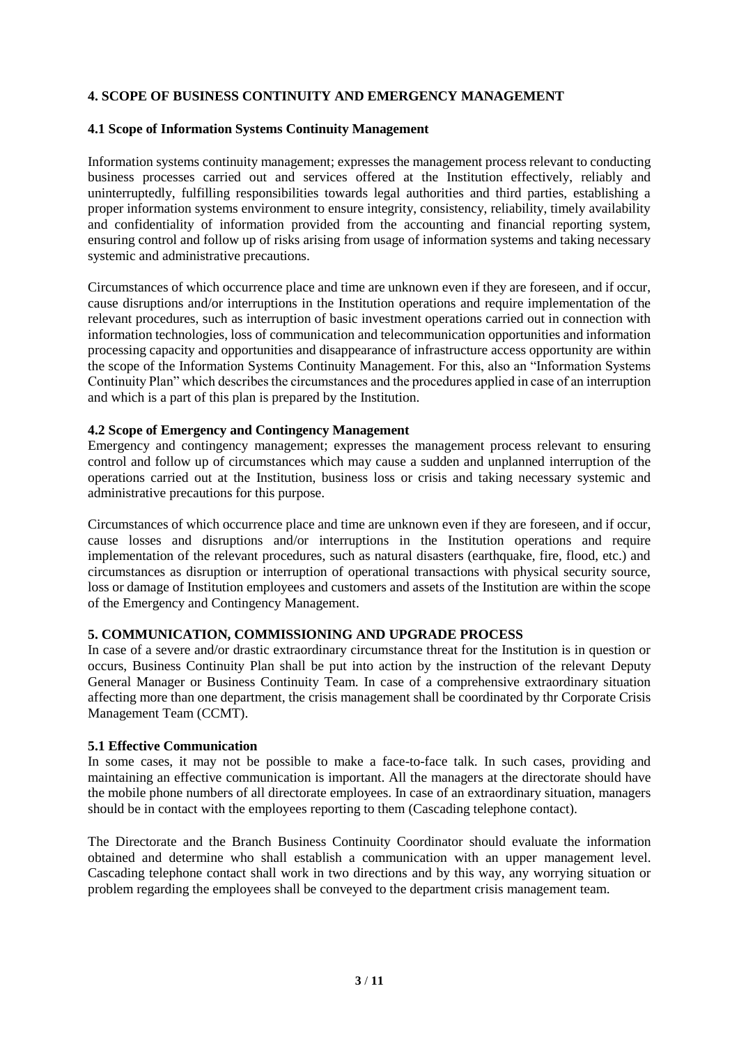## 4. SCOPE OF BUSINESS CONTINUITY AND EMERGENCY MANAGEMENT

### 4.1 Scope of Information Systems Continuity Management

Information systems continuity management; expresses the management process relevant to conducting business processes carried out and services offered at the Institution effectively, reliably and uninterruptedly, fulfilling responsibilities towards legal authorities and third parties, establishing a proper information systems environment to ensure integrity, consistency, reliability, timely availability and confidentiality of information provided from the accounting and financial reporting system, ensuring control and follow up of risks arising from usage of information systems and taking necessary systemic and administrative precautions.

Circumstances of which occurrence place and time are unknown even if they are foreseen, and if occur, cause disruptions and/or interruptions in the Institution operations and require implementation of the relevant procedures, such as interruption of basic investment operations carried out in connection with information technologies, loss of communication and telecommunication opportunities and information processing capacity and opportunities and disappearance of infrastructure access opportunity are within the scope of the Information Systems Continuity Management. For this, also an "Information Systems Continuity Plan" which describes the circumstances and the procedures applied in case of an interruption and which is a part of this plan is prepared by the Institution.

### 4.2 Scope of Emergency and Contingency Management

Emergency and contingency management; expresses the management process relevant to ensuring control and follow up of circumstances which may cause a sudden and unplanned interruption of the operations carried out at the Institution, business loss or crisis and taking necessary systemic and administrative precautions for this purpose.

Circumstances of which occurrence place and time are unknown even if they are foreseen, and if occur, cause losses and disruptions and/or interruptions in the Institution operations and require implementation of the relevant procedures, such as natural disasters (earthquake, fire, flood, etc.) and circumstances as disruption or interruption of operational transactions with physical security source, loss or damage of Institution employees and customers and assets of the Institution are within the scope of the Emergency and Contingency Management.

## 5. COMMUNICATION, COMMISSIONING AND UPGRADE PROCESS

In case of a severe and/or drastic extraordinary circumstance threat for the Institution is in question or occurs, Business Continuity Plan shall be put into action by the instruction of the relevant Deputy General Manager or Business Continuity Team. In case of a comprehensive extraordinary situation affecting more than one department, the crisis management shall be coordinated by thr Corporate Crisis Management Team (CCMT).

### 5.1 Effective Communication

In some cases, it may not be possible to make a face-to-face talk. In such cases, providing and maintaining an effective communication is important. All the managers at the directorate should have the mobile phone numbers of all directorate employees. In case of an extraordinary situation, managers should be in contact with the employees reporting to them (Cascading telephone contact).

The Directorate and the Branch Business Continuity Coordinator should evaluate the information obtained and determine who shall establish a communication with an upper management level. Cascading telephone contact shall work in two directions and by this way, any worrying situation or problem regarding the employees shall be conveyed to the department crisis management team.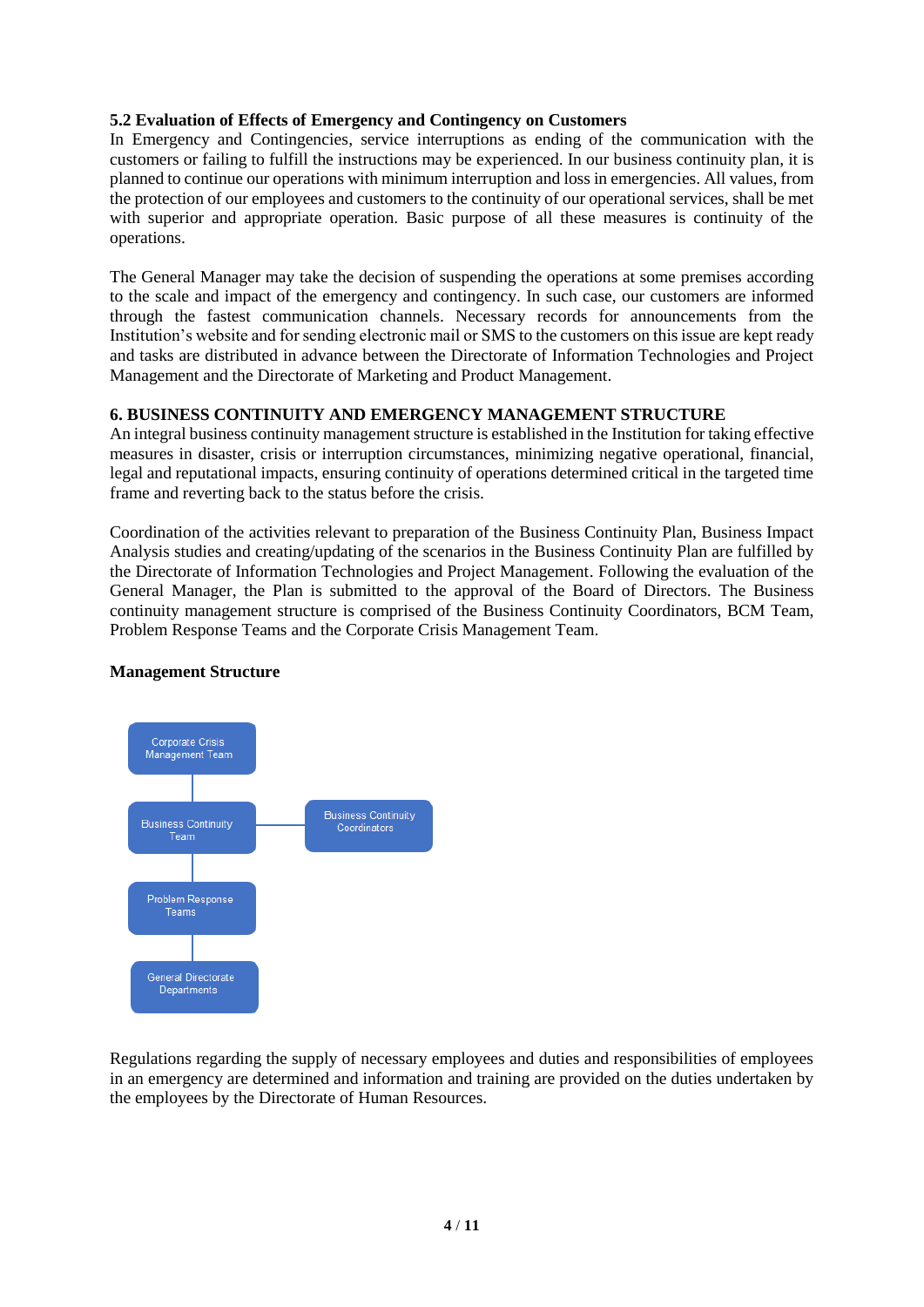### 5.2 Evaluation of Effects of Emergency and Contingency on Customers

In Emergency and Contingencies, service interruptions as ending of the communication with the customers or failing to fulfill the instructions may be experienced. In our business continuity plan, it is planned to continue our operations with minimum interruption and loss in emergencies. All values, from the protection of our employees and customers to the continuity of our operational services, shall be met with superior and appropriate operation. Basic purpose of all these measures is continuity of the operations.

The General Manager may take the decision of suspending the operations at some premises according to the scale and impact of the emergency and contingency. In such case, our customers are informed through the fastest communication channels. Necessary records for announcements from the Institution's website and for sending electronic mail or SMS to the customers on this issue are kept ready and tasks are distributed in advance between the Directorate of Information Technologies and Project Management and the Directorate of Marketing and Product Management.

## 6. BUSINESS CONTINUITY AND EMERGENCY MANAGEMENT STRUCTURE

An integral business continuity management structure is established in the Institution for taking effective measures in disaster, crisis or interruption circumstances, minimizing negative operational, financial, legal and reputational impacts, ensuring continuity of operations determined critical in the targeted time frame and reverting back to the status before the crisis.

Coordination of the activities relevant to preparation of the Business Continuity Plan, Business Impact Analysis studies and creating/updating of the scenarios in the Business Continuity Plan are fulfilled by the Directorate of Information Technologies and Project Management. Following the evaluation of the General Manager, the Plan is submitted to the approval of the Board of Directors. The Business continuity management structure is comprised of the Business Continuity Coordinators, BCM Team, Problem Response Teams and the Corporate Crisis Management Team.

**Management Structure**

Corporate Crisis Management Team

Business Continuity Team — Business Continuity Coordinators

Problem Response Teams

General Directorate Departments

Regulations regarding the supply of necessary employees and duties and responsibilities of employees in an emergency are determined and information and training are provided on the duties undertaken by the employees by the Directorate of Human Resources.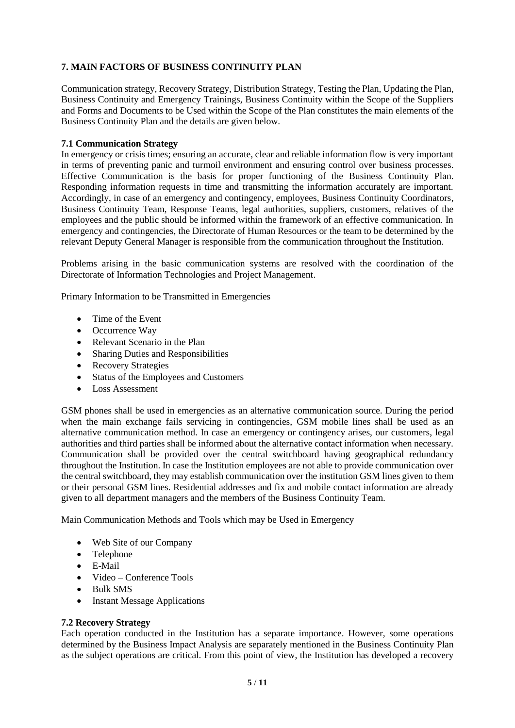## 7. MAIN FACTORS OF BUSINESS CONTINUITY PLAN

Communication strategy, Recovery Strategy, Distribution Strategy, Testing the Plan, Updating the Plan, Business Continuity and Emergency Trainings, Business Continuity within the Scope of the Suppliers and Forms and Documents to be Used within the Scope of the Plan constitutes the main elements of the Business Continuity Plan and the details are given below.

### 7.1 Communication Strategy

In emergency or crisis times; ensuring an accurate, clear and reliable information flow is very important in terms of preventing panic and turmoil environment and ensuring control over business processes. Effective Communication is the basis for proper functioning of the Business Continuity Plan. Responding information requests in time and transmitting the information accurately are important. Accordingly, in case of an emergency and contingency, employees, Business Continuity Coordinators, Business Continuity Team, Response Teams, legal authorities, suppliers, customers, relatives of the employees and the public should be informed within the framework of an effective communication. In emergency and contingencies, the Directorate of Human Resources or the team to be determined by the relevant Deputy General Manager is responsible from the communication throughout the Institution.

Problems arising in the basic communication systems are resolved with the coordination of the Directorate of Information Technologies and Project Management.

Primary Information to be Transmitted in Emergencies

- Time of the Event
- Occurrence Way
- Relevant Scenario in the Plan
- Sharing Duties and Responsibilities
- Recovery Strategies
- Status of the Employees and Customers
- Loss Assessment

GSM phones shall be used in emergencies as an alternative communication source. During the period when the main exchange fails servicing in contingencies, GSM mobile lines shall be used as an alternative communication method. In case an emergency or contingency arises, our customers, legal authorities and third parties shall be informed about the alternative contact information when necessary. Communication shall be provided over the central switchboard having geographical redundancy throughout the Institution. In case the Institution employees are not able to provide communication over the central switchboard, they may establish communication over the institution GSM lines given to them or their personal GSM lines. Residential addresses and fix and mobile contact information are already given to all department managers and the members of the Business Continuity Team.

Main Communication Methods and Tools which may be Used in Emergency

- Web Site of our Company
- Telephone
- E-Mail
- Video – Conference Tools
- Bulk SMS
- Instant Message Applications

### 7.2 Recovery Strategy

Each operation conducted in the Institution has a separate importance. However, some operations determined by the Business Impact Analysis are separately mentioned in the Business Continuity Plan as the subject operations are critical. From this point of view, the Institution has developed a recovery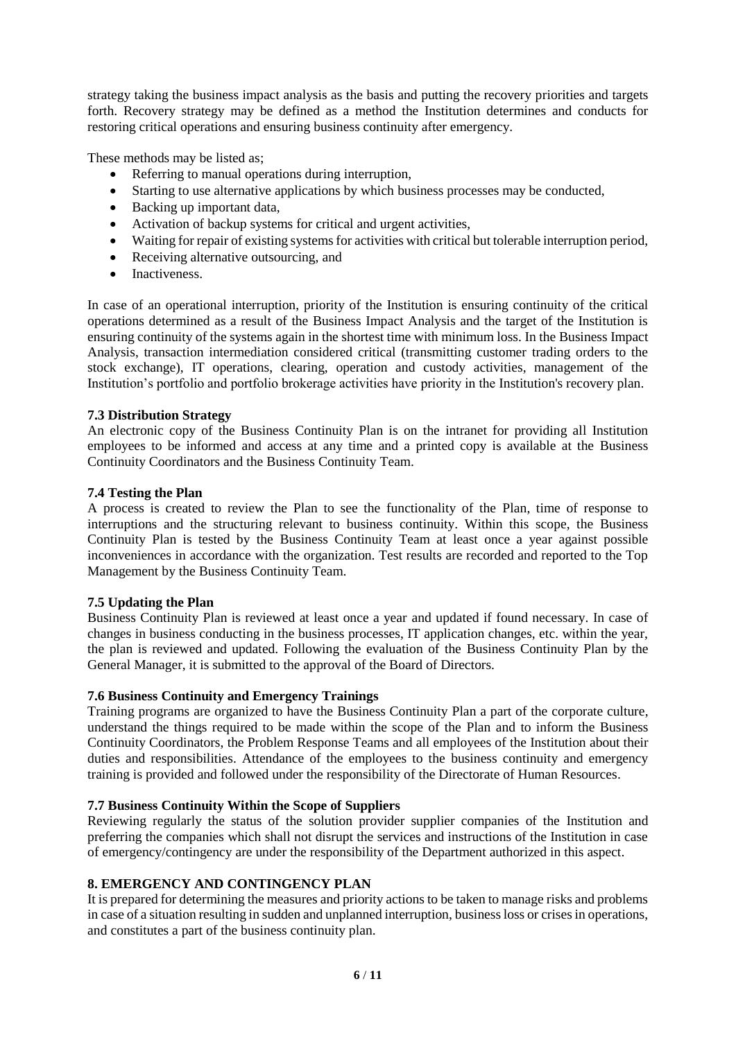strategy taking the business impact analysis as the basis and putting the recovery priorities and targets forth. Recovery strategy may be defined as a method the Institution determines and conducts for restoring critical operations and ensuring business continuity after emergency.

These methods may be listed as;

- Referring to manual operations during interruption,
- Starting to use alternative applications by which business processes may be conducted,
- Backing up important data,
- Activation of backup systems for critical and urgent activities,
- Waiting for repair of existing systems for activities with critical but tolerable interruption period,
- Receiving alternative outsourcing, and
- Inactiveness.

In case of an operational interruption, priority of the Institution is ensuring continuity of the critical operations determined as a result of the Business Impact Analysis and the target of the Institution is ensuring continuity of the systems again in the shortest time with minimum loss. In the Business Impact Analysis, transaction intermediation considered critical (transmitting customer trading orders to the stock exchange), IT operations, clearing, operation and custody activities, management of the Institution's portfolio and portfolio brokerage activities have priority in the Institution's recovery plan.

### 7.3 Distribution Strategy

An electronic copy of the Business Continuity Plan is on the intranet for providing all Institution employees to be informed and access at any time and a printed copy is available at the Business Continuity Coordinators and the Business Continuity Team.

### 7.4 Testing the Plan

A process is created to review the Plan to see the functionality of the Plan, time of response to interruptions and the structuring relevant to business continuity. Within this scope, the Business Continuity Plan is tested by the Business Continuity Team at least once a year against possible inconveniences in accordance with the organization. Test results are recorded and reported to the Top Management by the Business Continuity Team.

### 7.5 Updating the Plan

Business Continuity Plan is reviewed at least once a year and updated if found necessary. In case of changes in business conducting in the business processes, IT application changes, etc. within the year, the plan is reviewed and updated. Following the evaluation of the Business Continuity Plan by the General Manager, it is submitted to the approval of the Board of Directors.

### 7.6 Business Continuity and Emergency Trainings

Training programs are organized to have the Business Continuity Plan a part of the corporate culture, understand the things required to be made within the scope of the Plan and to inform the Business Continuity Coordinators, the Problem Response Teams and all employees of the Institution about their duties and responsibilities. Attendance of the employees to the business continuity and emergency training is provided and followed under the responsibility of the Directorate of Human Resources.

### 7.7 Business Continuity Within the Scope of Suppliers

Reviewing regularly the status of the solution provider supplier companies of the Institution and preferring the companies which shall not disrupt the services and instructions of the Institution in case of emergency/contingency are under the responsibility of the Department authorized in this aspect.

## 8. EMERGENCY AND CONTINGENCY PLAN

It is prepared for determining the measures and priority actions to be taken to manage risks and problems in case of a situation resulting in sudden and unplanned interruption, business loss or crises in operations, and constitutes a part of the business continuity plan.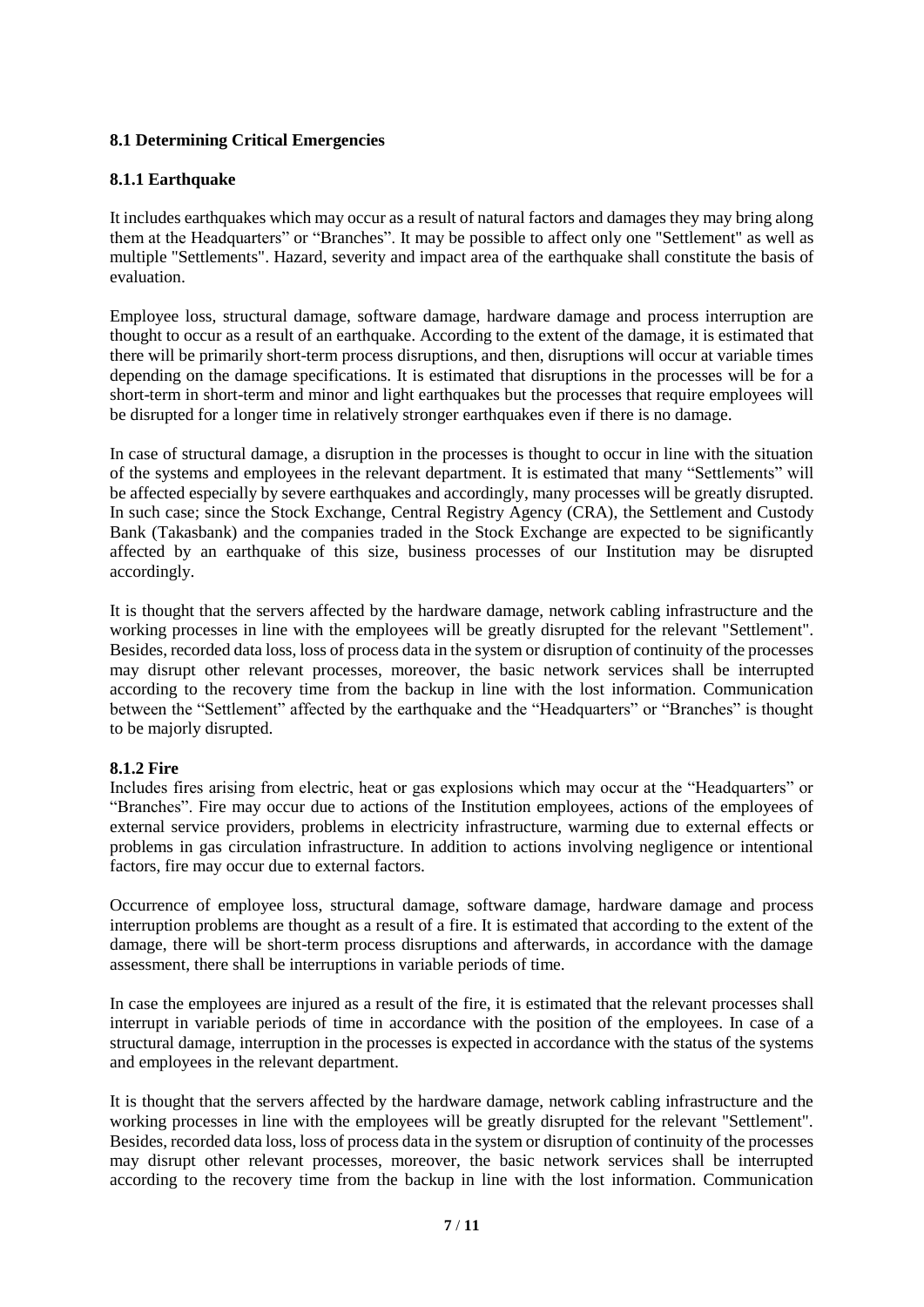### 8.1 Determining Critical Emergencies

#### 8.1.1 Earthquake

It includes earthquakes which may occur as a result of natural factors and damages they may bring along them at the Headquarters" or "Branches". It may be possible to affect only one "Settlement" as well as multiple "Settlements". Hazard, severity and impact area of the earthquake shall constitute the basis of evaluation.

Employee loss, structural damage, software damage, hardware damage and process interruption are thought to occur as a result of an earthquake. According to the extent of the damage, it is estimated that there will be primarily short-term process disruptions, and then, disruptions will occur at variable times depending on the damage specifications. It is estimated that disruptions in the processes will be for a short-term in short-term and minor and light earthquakes but the processes that require employees will be disrupted for a longer time in relatively stronger earthquakes even if there is no damage.

In case of structural damage, a disruption in the processes is thought to occur in line with the situation of the systems and employees in the relevant department. It is estimated that many "Settlements" will be affected especially by severe earthquakes and accordingly, many processes will be greatly disrupted. In such case; since the Stock Exchange, Central Registry Agency (CRA), the Settlement and Custody Bank (Takasbank) and the companies traded in the Stock Exchange are expected to be significantly affected by an earthquake of this size, business processes of our Institution may be disrupted accordingly.

It is thought that the servers affected by the hardware damage, network cabling infrastructure and the working processes in line with the employees will be greatly disrupted for the relevant "Settlement". Besides, recorded data loss, loss of process data in the system or disruption of continuity of the processes may disrupt other relevant processes, moreover, the basic network services shall be interrupted according to the recovery time from the backup in line with the lost information. Communication between the "Settlement" affected by the earthquake and the "Headquarters" or "Branches" is thought to be majorly disrupted.

#### 8.1.2 Fire

Includes fires arising from electric, heat or gas explosions which may occur at the "Headquarters" or "Branches". Fire may occur due to actions of the Institution employees, actions of the employees of external service providers, problems in electricity infrastructure, warming due to external effects or problems in gas circulation infrastructure. In addition to actions involving negligence or intentional factors, fire may occur due to external factors.

Occurrence of employee loss, structural damage, software damage, hardware damage and process interruption problems are thought as a result of a fire. It is estimated that according to the extent of the damage, there will be short-term process disruptions and afterwards, in accordance with the damage assessment, there shall be interruptions in variable periods of time.

In case the employees are injured as a result of the fire, it is estimated that the relevant processes shall interrupt in variable periods of time in accordance with the position of the employees. In case of a structural damage, interruption in the processes is expected in accordance with the status of the systems and employees in the relevant department.

It is thought that the servers affected by the hardware damage, network cabling infrastructure and the working processes in line with the employees will be greatly disrupted for the relevant "Settlement". Besides, recorded data loss, loss of process data in the system or disruption of continuity of the processes may disrupt other relevant processes, moreover, the basic network services shall be interrupted according to the recovery time from the backup in line with the lost information. Communication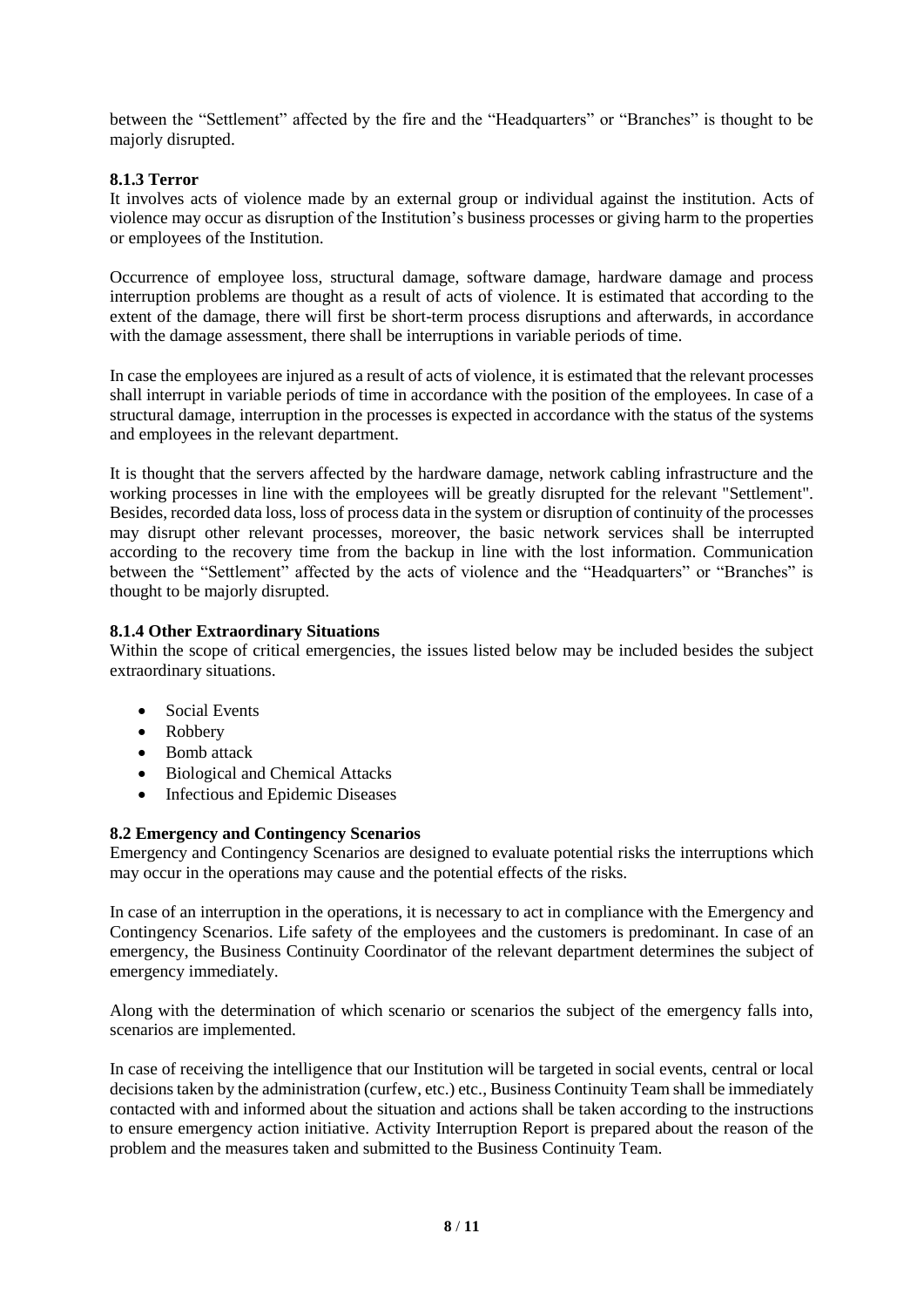between the "Settlement" affected by the fire and the "Headquarters" or "Branches" is thought to be majorly disrupted.

### 8.1.3 Terror

It involves acts of violence made by an external group or individual against the institution. Acts of violence may occur as disruption of the Institution's business processes or giving harm to the properties or employees of the Institution.

Occurrence of employee loss, structural damage, software damage, hardware damage and process interruption problems are thought as a result of acts of violence. It is estimated that according to the extent of the damage, there will first be short-term process disruptions and afterwards, in accordance with the damage assessment, there shall be interruptions in variable periods of time.

In case the employees are injured as a result of acts of violence, it is estimated that the relevant processes shall interrupt in variable periods of time in accordance with the position of the employees. In case of a structural damage, interruption in the processes is expected in accordance with the status of the systems and employees in the relevant department.

It is thought that the servers affected by the hardware damage, network cabling infrastructure and the working processes in line with the employees will be greatly disrupted for the relevant "Settlement". Besides, recorded data loss, loss of process data in the system or disruption of continuity of the processes may disrupt other relevant processes, moreover, the basic network services shall be interrupted according to the recovery time from the backup in line with the lost information. Communication between the "Settlement" affected by the acts of violence and the "Headquarters" or "Branches" is thought to be majorly disrupted.

### 8.1.4 Other Extraordinary Situations

Within the scope of critical emergencies, the issues listed below may be included besides the subject extraordinary situations.

- Social Events
- Robbery
- Bomb attack
- Biological and Chemical Attacks
- Infectious and Epidemic Diseases

## 8.2 Emergency and Contingency Scenarios

Emergency and Contingency Scenarios are designed to evaluate potential risks the interruptions which may occur in the operations may cause and the potential effects of the risks.

In case of an interruption in the operations, it is necessary to act in compliance with the Emergency and Contingency Scenarios. Life safety of the employees and the customers is predominant. In case of an emergency, the Business Continuity Coordinator of the relevant department determines the subject of emergency immediately.

Along with the determination of which scenario or scenarios the subject of the emergency falls into, scenarios are implemented.

In case of receiving the intelligence that our Institution will be targeted in social events, central or local decisions taken by the administration (curfew, etc.) etc., Business Continuity Team shall be immediately contacted with and informed about the situation and actions shall be taken according to the instructions to ensure emergency action initiative. Activity Interruption Report is prepared about the reason of the problem and the measures taken and submitted to the Business Continuity Team.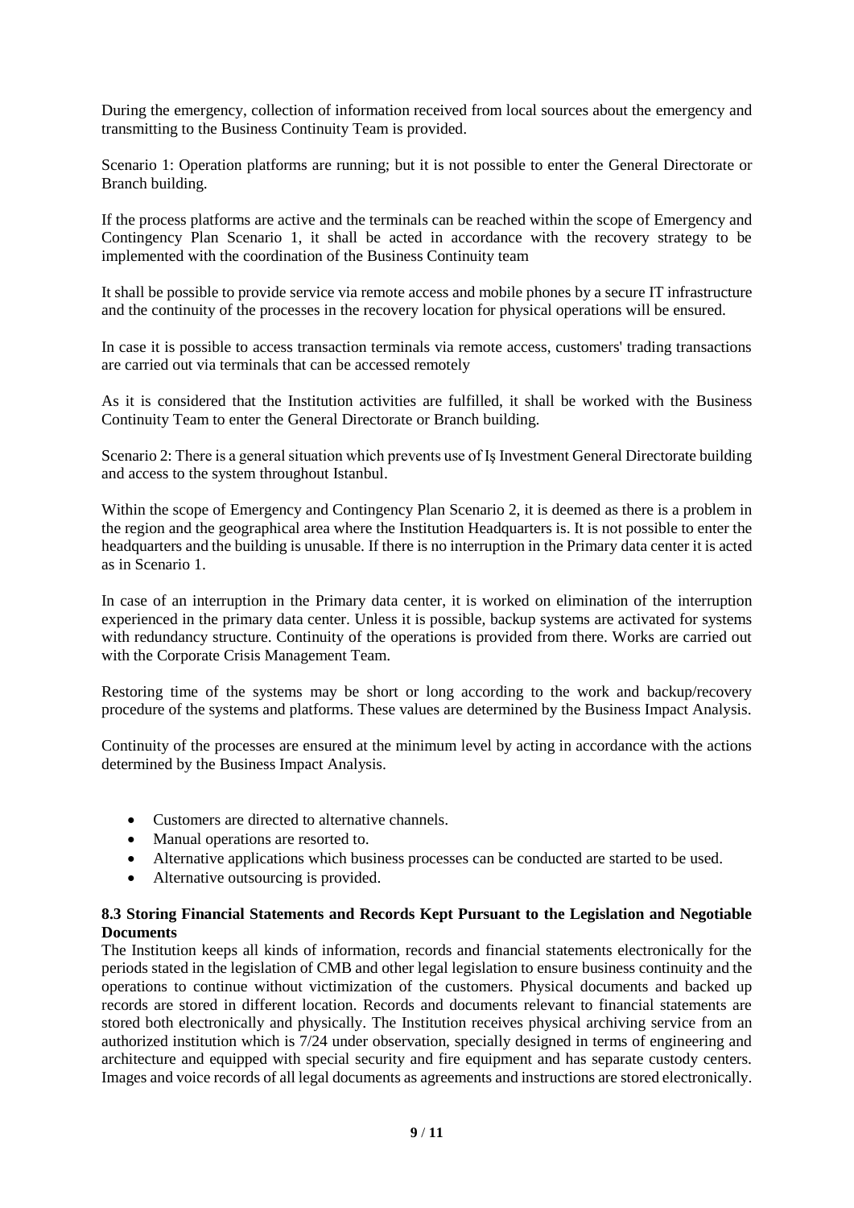During the emergency, collection of information received from local sources about the emergency and transmitting to the Business Continuity Team is provided.

Scenario 1: Operation platforms are running; but it is not possible to enter the General Directorate or Branch building.

If the process platforms are active and the terminals can be reached within the scope of Emergency and Contingency Plan Scenario 1, it shall be acted in accordance with the recovery strategy to be implemented with the coordination of the Business Continuity team

It shall be possible to provide service via remote access and mobile phones by a secure IT infrastructure and the continuity of the processes in the recovery location for physical operations will be ensured.

In case it is possible to access transaction terminals via remote access, customers' trading transactions are carried out via terminals that can be accessed remotely

As it is considered that the Institution activities are fulfilled, it shall be worked with the Business Continuity Team to enter the General Directorate or Branch building.

Scenario 2: There is a general situation which prevents use of Iş Investment General Directorate building and access to the system throughout Istanbul.

Within the scope of Emergency and Contingency Plan Scenario 2, it is deemed as there is a problem in the region and the geographical area where the Institution Headquarters is. It is not possible to enter the headquarters and the building is unusable. If there is no interruption in the Primary data center it is acted as in Scenario 1.

In case of an interruption in the Primary data center, it is worked on elimination of the interruption experienced in the primary data center. Unless it is possible, backup systems are activated for systems with redundancy structure. Continuity of the operations is provided from there. Works are carried out with the Corporate Crisis Management Team.

Restoring time of the systems may be short or long according to the work and backup/recovery procedure of the systems and platforms. These values are determined by the Business Impact Analysis.

Continuity of the processes are ensured at the minimum level by acting in accordance with the actions determined by the Business Impact Analysis.

- Customers are directed to alternative channels.
- Manual operations are resorted to.
- Alternative applications which business processes can be conducted are started to be used.
- Alternative outsourcing is provided.

### 8.3 Storing Financial Statements and Records Kept Pursuant to the Legislation and Negotiable Documents

The Institution keeps all kinds of information, records and financial statements electronically for the periods stated in the legislation of CMB and other legal legislation to ensure business continuity and the operations to continue without victimization of the customers. Physical documents and backed up records are stored in different location. Records and documents relevant to financial statements are stored both electronically and physically. The Institution receives physical archiving service from an authorized institution which is 7/24 under observation, specially designed in terms of engineering and architecture and equipped with special security and fire equipment and has separate custody centers. Images and voice records of all legal documents as agreements and instructions are stored electronically.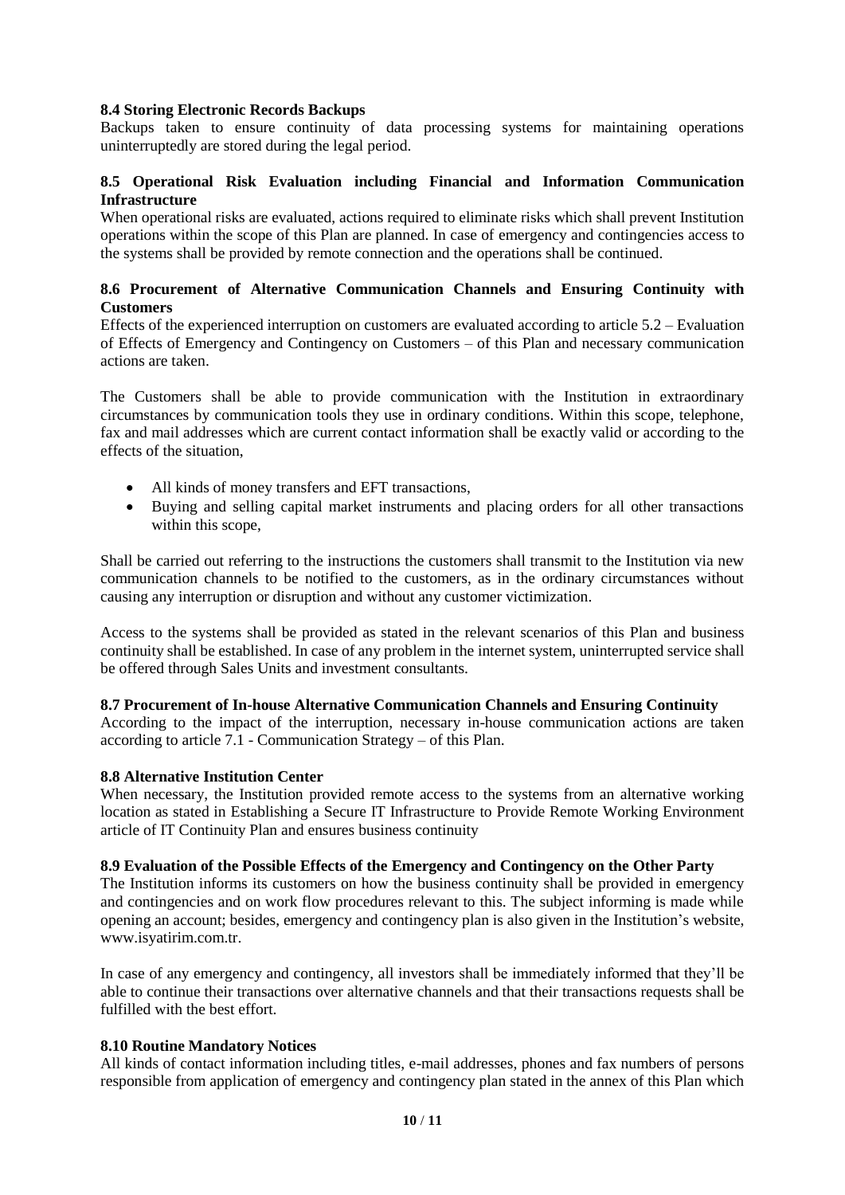### 8.4 Storing Electronic Records Backups

Backups taken to ensure continuity of data processing systems for maintaining operations uninterruptedly are stored during the legal period.

### 8.5 Operational Risk Evaluation including Financial and Information Communication Infrastructure

When operational risks are evaluated, actions required to eliminate risks which shall prevent Institution operations within the scope of this Plan are planned. In case of emergency and contingencies access to the systems shall be provided by remote connection and the operations shall be continued.

### 8.6 Procurement of Alternative Communication Channels and Ensuring Continuity with Customers

Effects of the experienced interruption on customers are evaluated according to article 5.2 – Evaluation of Effects of Emergency and Contingency on Customers – of this Plan and necessary communication actions are taken.

The Customers shall be able to provide communication with the Institution in extraordinary circumstances by communication tools they use in ordinary conditions. Within this scope, telephone, fax and mail addresses which are current contact information shall be exactly valid or according to the effects of the situation,

- All kinds of money transfers and EFT transactions,
- Buying and selling capital market instruments and placing orders for all other transactions within this scope,

Shall be carried out referring to the instructions the customers shall transmit to the Institution via new communication channels to be notified to the customers, as in the ordinary circumstances without causing any interruption or disruption and without any customer victimization.

Access to the systems shall be provided as stated in the relevant scenarios of this Plan and business continuity shall be established. In case of any problem in the internet system, uninterrupted service shall be offered through Sales Units and investment consultants.

### 8.7 Procurement of In-house Alternative Communication Channels and Ensuring Continuity

According to the impact of the interruption, necessary in-house communication actions are taken according to article 7.1 - Communication Strategy – of this Plan.

### 8.8 Alternative Institution Center

When necessary, the Institution provided remote access to the systems from an alternative working location as stated in Establishing a Secure IT Infrastructure to Provide Remote Working Environment article of IT Continuity Plan and ensures business continuity

### 8.9 Evaluation of the Possible Effects of the Emergency and Contingency on the Other Party

The Institution informs its customers on how the business continuity shall be provided in emergency and contingencies and on work flow procedures relevant to this. The subject informing is made while opening an account; besides, emergency and contingency plan is also given in the Institution's website, www.isyatirim.com.tr.

In case of any emergency and contingency, all investors shall be immediately informed that they'll be able to continue their transactions over alternative channels and that their transactions requests shall be fulfilled with the best effort.

### 8.10 Routine Mandatory Notices

All kinds of contact information including titles, e-mail addresses, phones and fax numbers of persons responsible from application of emergency and contingency plan stated in the annex of this Plan which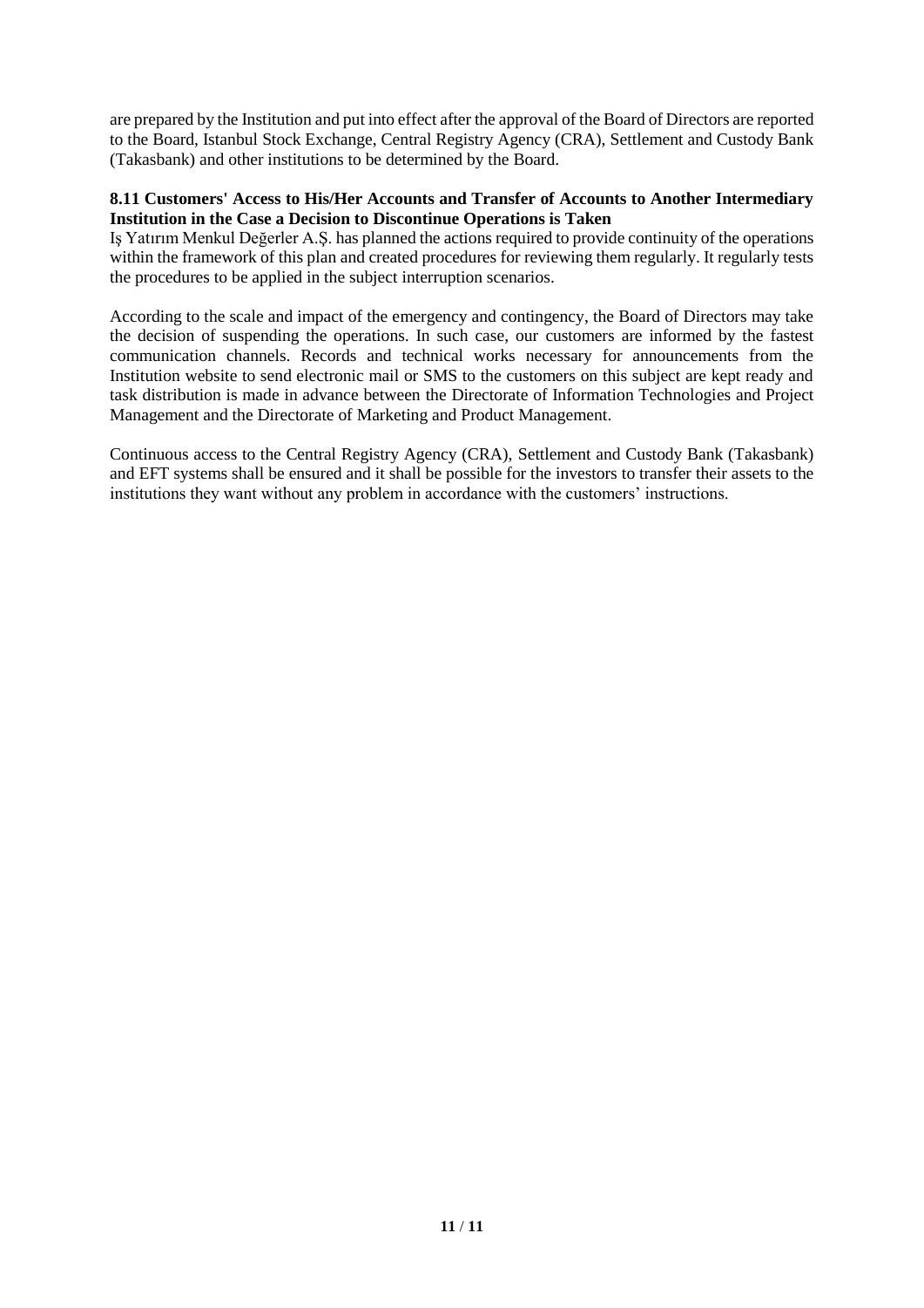are prepared by the Institution and put into effect after the approval of the Board of Directors are reported to the Board, Istanbul Stock Exchange, Central Registry Agency (CRA), Settlement and Custody Bank (Takasbank) and other institutions to be determined by the Board.

### 8.11 Customers' Access to His/Her Accounts and Transfer of Accounts to Another Intermediary Institution in the Case a Decision to Discontinue Operations is Taken

Iş Yatırım Menkul Değerler A.Ş. has planned the actions required to provide continuity of the operations within the framework of this plan and created procedures for reviewing them regularly. It regularly tests the procedures to be applied in the subject interruption scenarios.

According to the scale and impact of the emergency and contingency, the Board of Directors may take the decision of suspending the operations. In such case, our customers are informed by the fastest communication channels. Records and technical works necessary for announcements from the Institution website to send electronic mail or SMS to the customers on this subject are kept ready and task distribution is made in advance between the Directorate of Information Technologies and Project Management and the Directorate of Marketing and Product Management.

Continuous access to the Central Registry Agency (CRA), Settlement and Custody Bank (Takasbank) and EFT systems shall be ensured and it shall be possible for the investors to transfer their assets to the institutions they want without any problem in accordance with the customers' instructions.